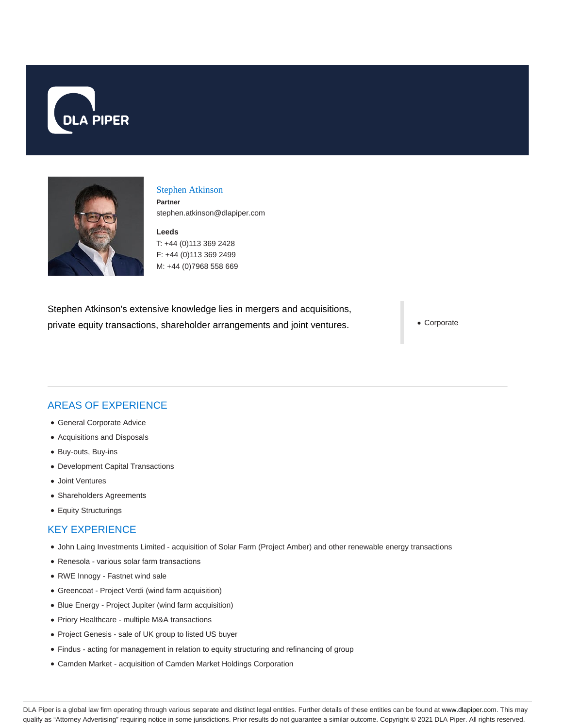DLA PIPER

# Stephen Atkinson

**Partner**

stephen.atkinson@dlapiper.com

**Leeds**

T: +44 (0)113 369 2428

F: +44 (0)113 369 2499

M: +44 (0)7968 558 669

Stephen Atkinson's extensive knowledge lies in mergers and acquisitions, private equity transactions, shareholder arrangements and joint ventures.

- Corporate

## AREAS OF EXPERIENCE

- General Corporate Advice
- Acquisitions and Disposals
- Buy-outs, Buy-ins
- Development Capital Transactions
- Joint Ventures
- Shareholders Agreements
- Equity Structurings

## KEY EXPERIENCE

- John Laing Investments Limited - acquisition of Solar Farm (Project Amber) and other renewable energy transactions
- Renesola - various solar farm transactions
- RWE Innogy - Fastnet wind sale
- Greencoat - Project Verdi (wind farm acquisition)
- Blue Energy - Project Jupiter (wind farm acquisition)
- Priory Healthcare - multiple M&A transactions
- Project Genesis - sale of UK group to listed US buyer
- Findus - acting for management in relation to equity structuring and refinancing of group
- Camden Market - acquisition of Camden Market Holdings Corporation

DLA Piper is a global law firm operating through various separate and distinct legal entities. Further details of these entities can be found at www.dlapiper.com. This may qualify as "Attorney Advertising" requiring notice in some jurisdictions. Prior results do not guarantee a similar outcome. Copyright © 2021 DLA Piper. All rights reserved.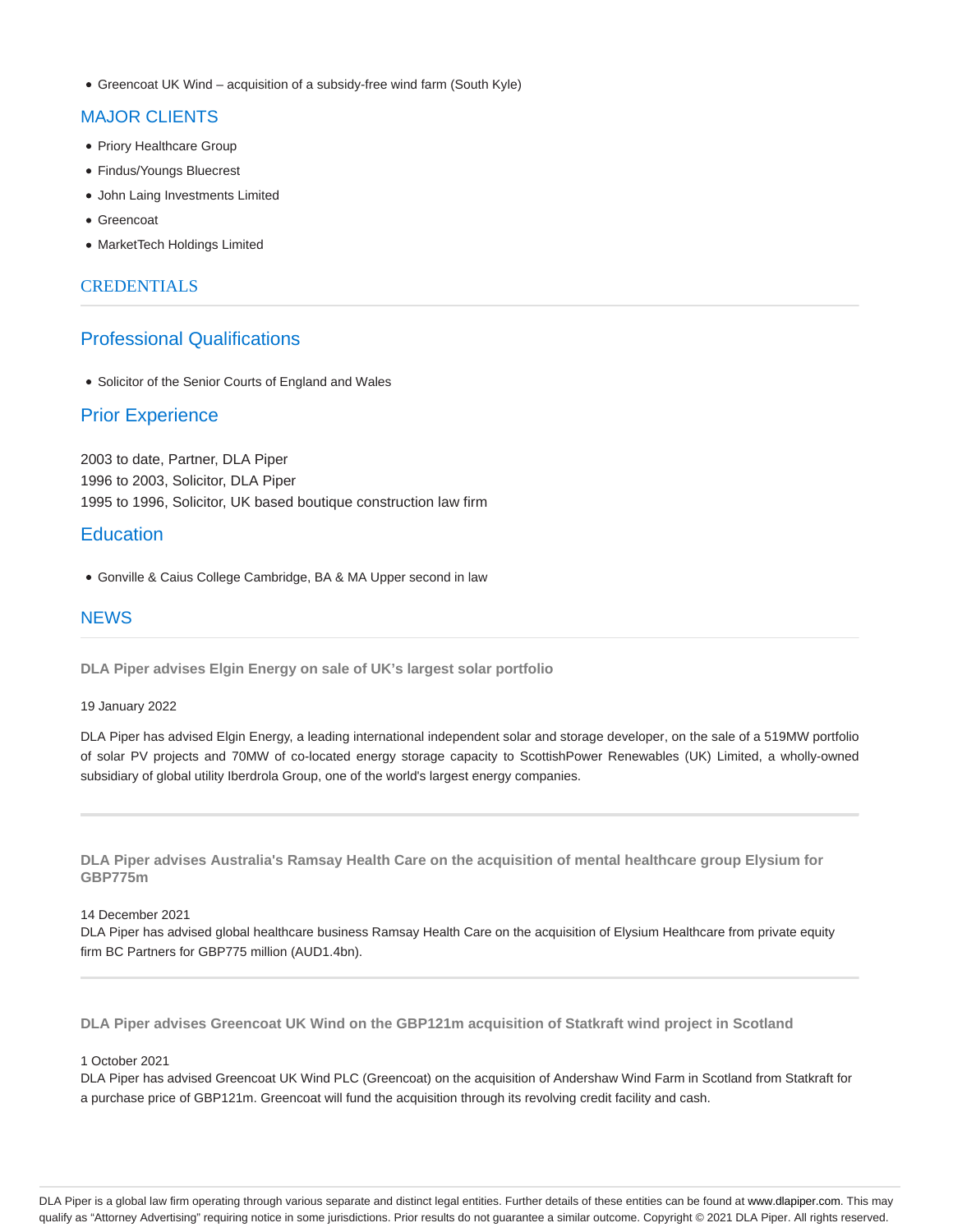- Greencoat UK Wind – acquisition of a subsidy-free wind farm (South Kyle)

## MAJOR CLIENTS

- Priory Healthcare Group
- Findus/Youngs Bluecrest
- John Laing Investments Limited
- Greencoat
- MarketTech Holdings Limited

## CREDENTIALS

### Professional Qualifications

- Solicitor of the Senior Courts of England and Wales

### Prior Experience

2003 to date, Partner, DLA Piper
1996 to 2003, Solicitor, DLA Piper
1995 to 1996, Solicitor, UK based boutique construction law firm

### Education

- Gonville & Caius College Cambridge, BA & MA Upper second in law

## NEWS

**DLA Piper advises Elgin Energy on sale of UK's largest solar portfolio**

19 January 2022

DLA Piper has advised Elgin Energy, a leading international independent solar and storage developer, on the sale of a 519MW portfolio of solar PV projects and 70MW of co-located energy storage capacity to ScottishPower Renewables (UK) Limited, a wholly-owned subsidiary of global utility Iberdrola Group, one of the world's largest energy companies.

---

**DLA Piper advises Australia's Ramsay Health Care on the acquisition of mental healthcare group Elysium for GBP775m**

14 December 2021
DLA Piper has advised global healthcare business Ramsay Health Care on the acquisition of Elysium Healthcare from private equity firm BC Partners for GBP775 million (AUD1.4bn).

---

**DLA Piper advises Greencoat UK Wind on the GBP121m acquisition of Statkraft wind project in Scotland**

1 October 2021
DLA Piper has advised Greencoat UK Wind PLC (Greencoat) on the acquisition of Andershaw Wind Farm in Scotland from Statkraft for a purchase price of GBP121m. Greencoat will fund the acquisition through its revolving credit facility and cash.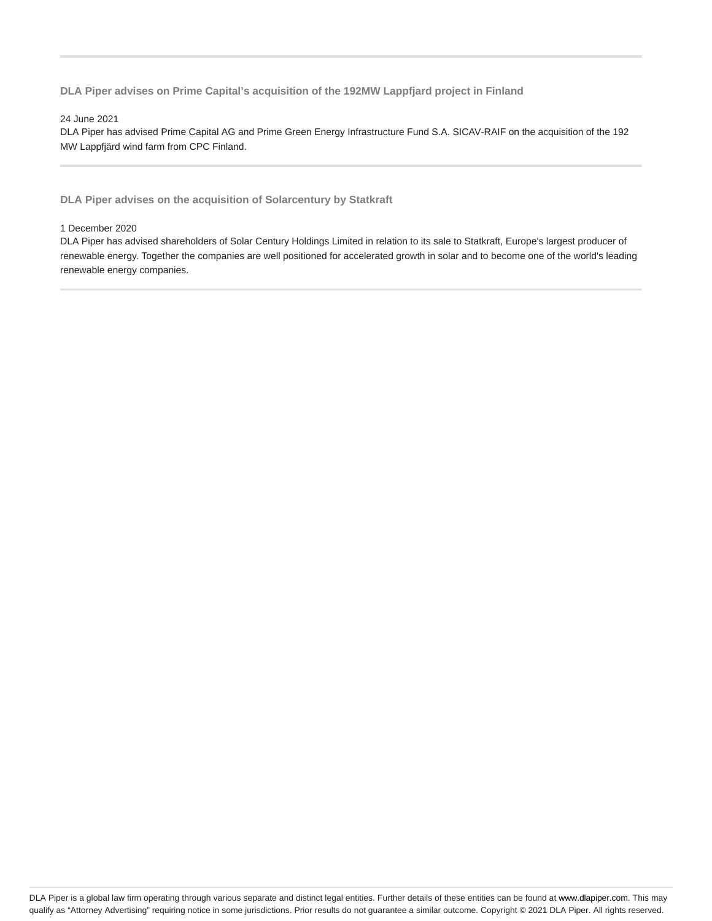### DLA Piper advises on Prime Capital's acquisition of the 192MW Lappfjard project in Finland

24 June 2021

DLA Piper has advised Prime Capital AG and Prime Green Energy Infrastructure Fund S.A. SICAV-RAIF on the acquisition of the 192 MW Lappfjärd wind farm from CPC Finland.

### DLA Piper advises on the acquisition of Solarcentury by Statkraft

1 December 2020

DLA Piper has advised shareholders of Solar Century Holdings Limited in relation to its sale to Statkraft, Europe's largest producer of renewable energy. Together the companies are well positioned for accelerated growth in solar and to become one of the world's leading renewable energy companies.

DLA Piper is a global law firm operating through various separate and distinct legal entities. Further details of these entities can be found at www.dlapiper.com. This may qualify as "Attorney Advertising" requiring notice in some jurisdictions. Prior results do not guarantee a similar outcome. Copyright © 2021 DLA Piper. All rights reserved.